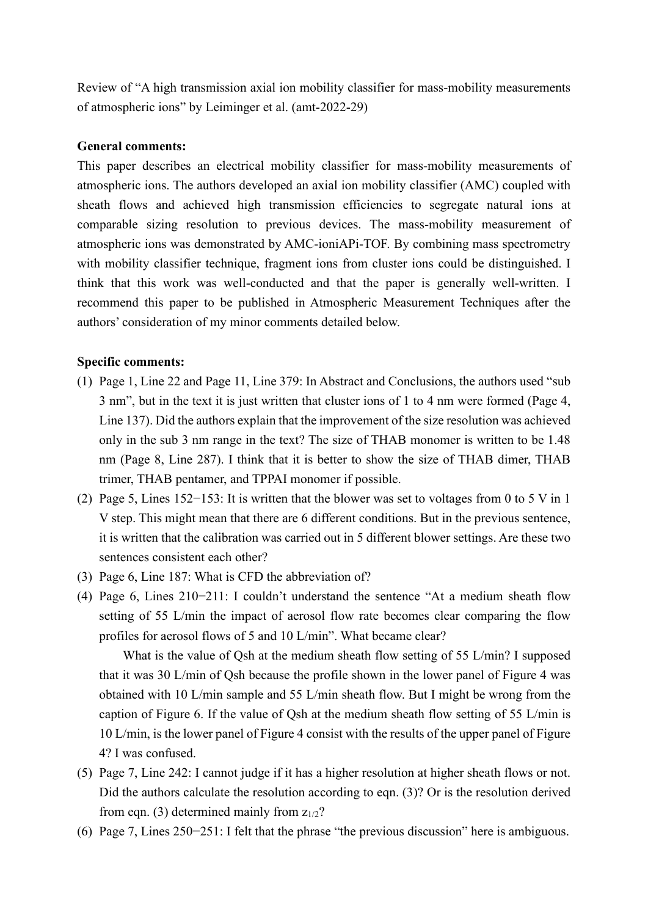Review of "A high transmission axial ion mobility classifier for mass-mobility measurements of atmospheric ions" by Leiminger et al. (amt-2022-29)

**General comments:**

This paper describes an electrical mobility classifier for mass-mobility measurements of atmospheric ions. The authors developed an axial ion mobility classifier (AMC) coupled with sheath flows and achieved high transmission efficiencies to segregate natural ions at comparable sizing resolution to previous devices. The mass-mobility measurement of atmospheric ions was demonstrated by AMC-ioniAPi-TOF. By combining mass spectrometry with mobility classifier technique, fragment ions from cluster ions could be distinguished. I think that this work was well-conducted and that the paper is generally well-written. I recommend this paper to be published in Atmospheric Measurement Techniques after the authors' consideration of my minor comments detailed below.

**Specific comments:**

(1) Page 1, Line 22 and Page 11, Line 379: In Abstract and Conclusions, the authors used "sub 3 nm", but in the text it is just written that cluster ions of 1 to 4 nm were formed (Page 4, Line 137). Did the authors explain that the improvement of the size resolution was achieved only in the sub 3 nm range in the text? The size of THAB monomer is written to be 1.48 nm (Page 8, Line 287). I think that it is better to show the size of THAB dimer, THAB trimer, THAB pentamer, and TPPAI monomer if possible.

(2) Page 5, Lines 152−153: It is written that the blower was set to voltages from 0 to 5 V in 1 V step. This might mean that there are 6 different conditions. But in the previous sentence, it is written that the calibration was carried out in 5 different blower settings. Are these two sentences consistent each other?

(3) Page 6, Line 187: What is CFD the abbreviation of?

(4) Page 6, Lines 210−211: I couldn't understand the sentence "At a medium sheath flow setting of 55 L/min the impact of aerosol flow rate becomes clear comparing the flow profiles for aerosol flows of 5 and 10 L/min". What became clear?

    What is the value of Qsh at the medium sheath flow setting of 55 L/min? I supposed that it was 30 L/min of Qsh because the profile shown in the lower panel of Figure 4 was obtained with 10 L/min sample and 55 L/min sheath flow. But I might be wrong from the caption of Figure 6. If the value of Qsh at the medium sheath flow setting of 55 L/min is 10 L/min, is the lower panel of Figure 4 consist with the results of the upper panel of Figure 4? I was confused.

(5) Page 7, Line 242: I cannot judge if it has a higher resolution at higher sheath flows or not. Did the authors calculate the resolution according to eqn. (3)? Or is the resolution derived from eqn. (3) determined mainly from $z_{1/2}$?

(6) Page 7, Lines 250−251: I felt that the phrase "the previous discussion" here is ambiguous.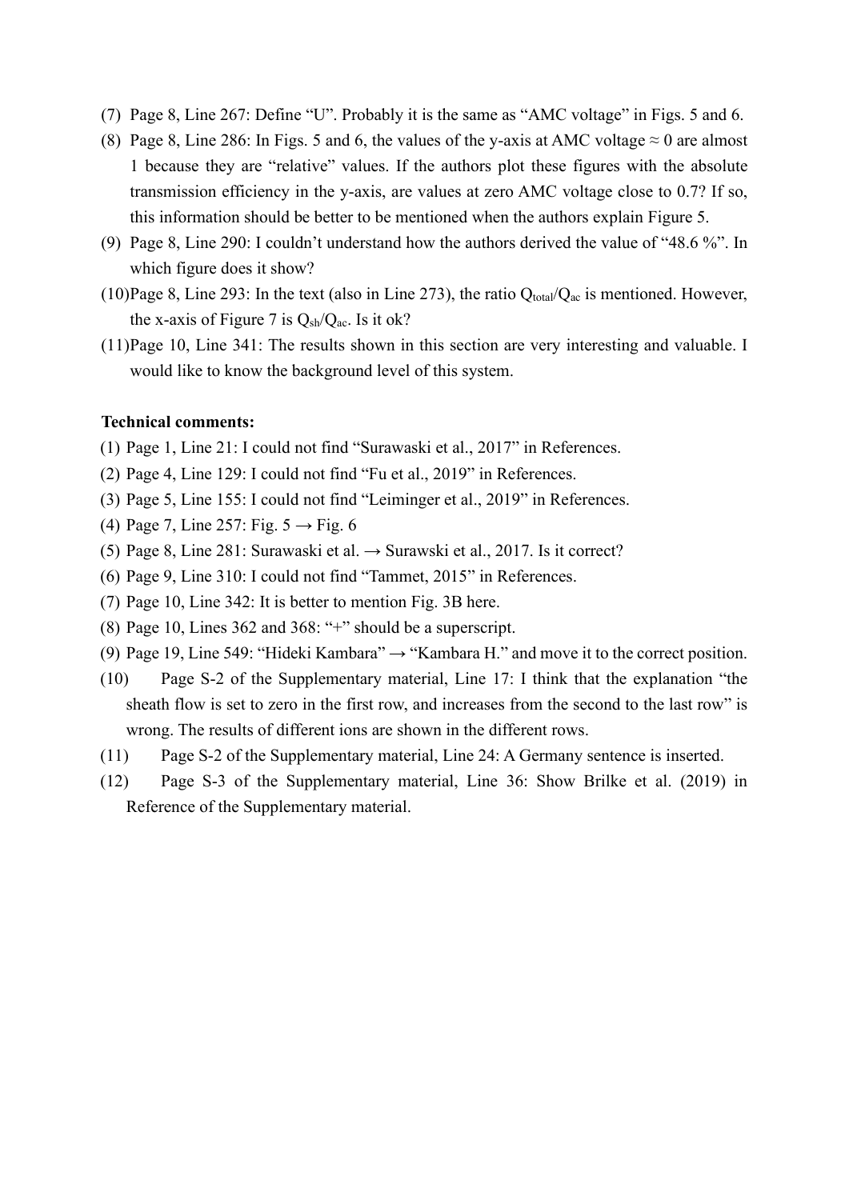(7) Page 8, Line 267: Define “U”. Probably it is the same as “AMC voltage” in Figs. 5 and 6.

(8) Page 8, Line 286: In Figs. 5 and 6, the values of the y-axis at AMC voltage ≈ 0 are almost 1 because they are “relative” values. If the authors plot these figures with the absolute transmission efficiency in the y-axis, are values at zero AMC voltage close to 0.7? If so, this information should be better to be mentioned when the authors explain Figure 5.

(9) Page 8, Line 290: I couldn’t understand how the authors derived the value of “48.6 %”. In which figure does it show?

(10) Page 8, Line 293: In the text (also in Line 273), the ratio $Q_{total}/Q_{ac}$ is mentioned. However, the x-axis of Figure 7 is $Q_{sh}/Q_{ac}$. Is it ok?

(11) Page 10, Line 341: The results shown in this section are very interesting and valuable. I would like to know the background level of this system.

**Technical comments:**

(1) Page 1, Line 21: I could not find “Surawaski et al., 2017” in References.

(2) Page 4, Line 129: I could not find “Fu et al., 2019” in References.

(3) Page 5, Line 155: I could not find “Leiminger et al., 2019” in References.

(4) Page 7, Line 257: Fig. 5 → Fig. 6

(5) Page 8, Line 281: Surawaski et al. → Surawski et al., 2017. Is it correct?

(6) Page 9, Line 310: I could not find “Tammet, 2015” in References.

(7) Page 10, Line 342: It is better to mention Fig. 3B here.

(8) Page 10, Lines 362 and 368: “+” should be a superscript.

(9) Page 19, Line 549: “Hideki Kambara” → “Kambara H.” and move it to the correct position.

(10) Page S-2 of the Supplementary material, Line 17: I think that the explanation “the sheath flow is set to zero in the first row, and increases from the second to the last row” is wrong. The results of different ions are shown in the different rows.

(11) Page S-2 of the Supplementary material, Line 24: A Germany sentence is inserted.

(12) Page S-3 of the Supplementary material, Line 36: Show Brilke et al. (2019) in Reference of the Supplementary material.